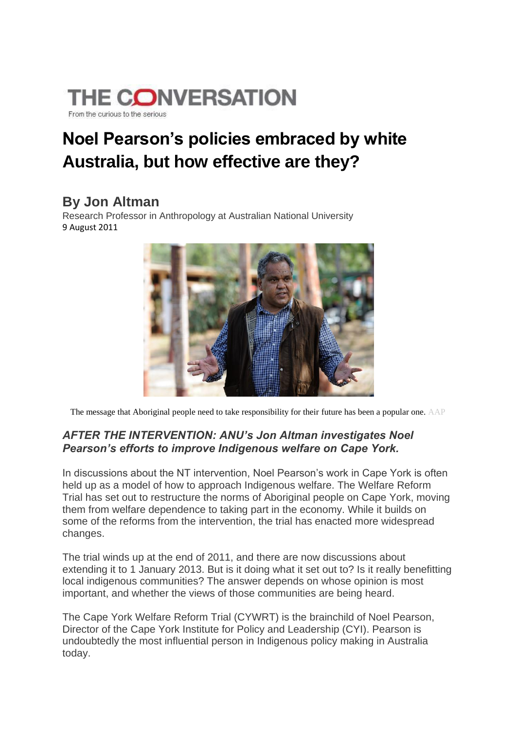THE CONVERSATION

From the curious to the serious

# Noel Pearson's policies embraced by white Australia, but how effective are they?

## By Jon Altman

Research Professor in Anthropology at Australian National University

9 August 2011

The message that Aboriginal people need to take responsibility for their future has been a popular one. AAP

### *AFTER THE INTERVENTION: ANU's Jon Altman investigates Noel Pearson's efforts to improve Indigenous welfare on Cape York.*

In discussions about the NT intervention, Noel Pearson's work in Cape York is often held up as a model of how to approach Indigenous welfare. The Welfare Reform Trial has set out to restructure the norms of Aboriginal people on Cape York, moving them from welfare dependence to taking part in the economy. While it builds on some of the reforms from the intervention, the trial has enacted more widespread changes.

The trial winds up at the end of 2011, and there are now discussions about extending it to 1 January 2013. But is it doing what it set out to? Is it really benefitting local indigenous communities? The answer depends on whose opinion is most important, and whether the views of those communities are being heard.

The Cape York Welfare Reform Trial (CYWRT) is the brainchild of Noel Pearson, Director of the Cape York Institute for Policy and Leadership (CYI). Pearson is undoubtedly the most influential person in Indigenous policy making in Australia today.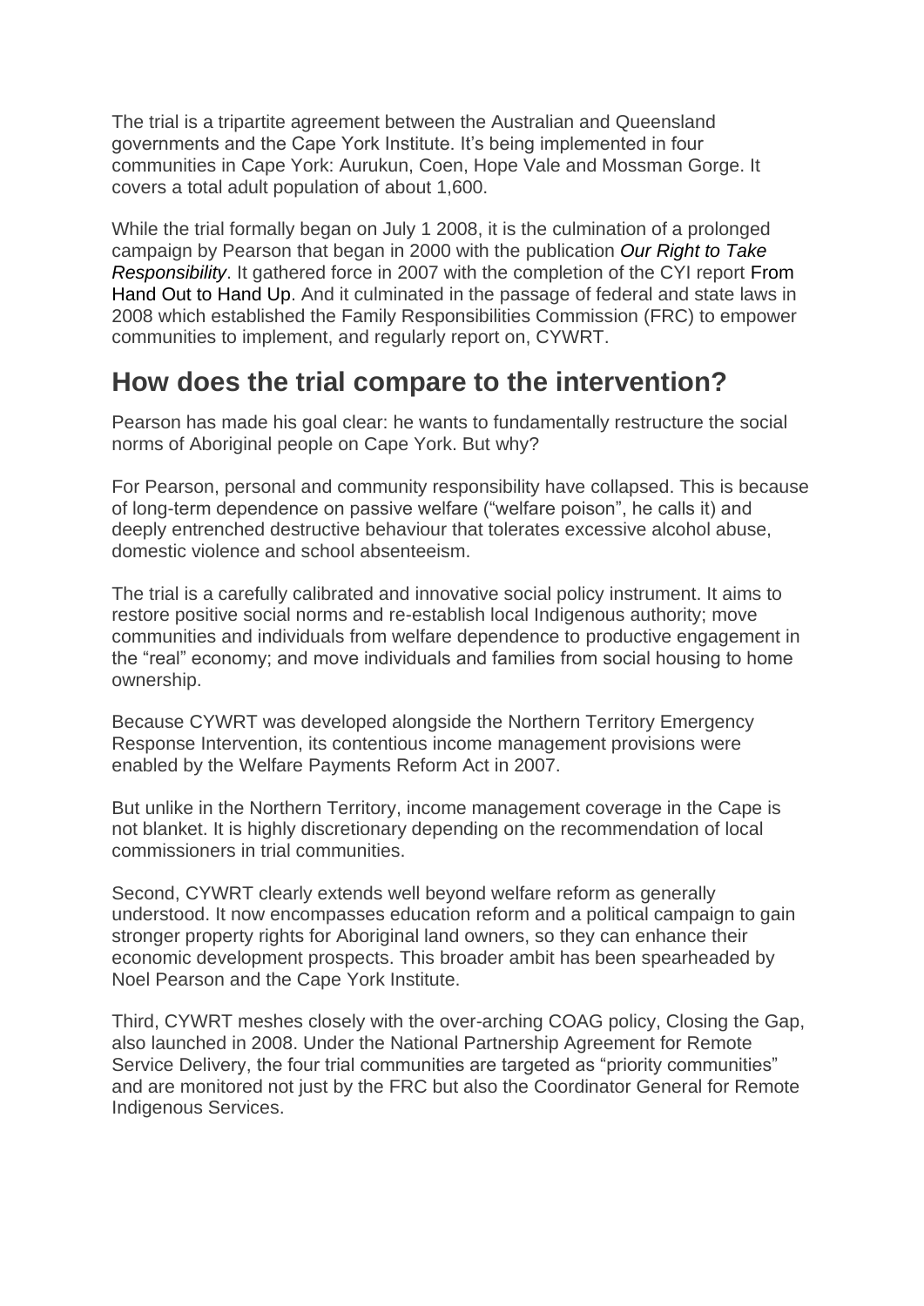The trial is a tripartite agreement between the Australian and Queensland governments and the Cape York Institute. It's being implemented in four communities in Cape York: Aurukun, Coen, Hope Vale and Mossman Gorge. It covers a total adult population of about 1,600.

While the trial formally began on July 1 2008, it is the culmination of a prolonged campaign by Pearson that began in 2000 with the publication *Our Right to Take Responsibility*. It gathered force in 2007 with the completion of the CYI report From Hand Out to Hand Up. And it culminated in the passage of federal and state laws in 2008 which established the Family Responsibilities Commission (FRC) to empower communities to implement, and regularly report on, CYWRT.

## How does the trial compare to the intervention?

Pearson has made his goal clear: he wants to fundamentally restructure the social norms of Aboriginal people on Cape York. But why?

For Pearson, personal and community responsibility have collapsed. This is because of long-term dependence on passive welfare ("welfare poison", he calls it) and deeply entrenched destructive behaviour that tolerates excessive alcohol abuse, domestic violence and school absenteeism.

The trial is a carefully calibrated and innovative social policy instrument. It aims to restore positive social norms and re-establish local Indigenous authority; move communities and individuals from welfare dependence to productive engagement in the "real" economy; and move individuals and families from social housing to home ownership.

Because CYWRT was developed alongside the Northern Territory Emergency Response Intervention, its contentious income management provisions were enabled by the Welfare Payments Reform Act in 2007.

But unlike in the Northern Territory, income management coverage in the Cape is not blanket. It is highly discretionary depending on the recommendation of local commissioners in trial communities.

Second, CYWRT clearly extends well beyond welfare reform as generally understood. It now encompasses education reform and a political campaign to gain stronger property rights for Aboriginal land owners, so they can enhance their economic development prospects. This broader ambit has been spearheaded by Noel Pearson and the Cape York Institute.

Third, CYWRT meshes closely with the over-arching COAG policy, Closing the Gap, also launched in 2008. Under the National Partnership Agreement for Remote Service Delivery, the four trial communities are targeted as "priority communities" and are monitored not just by the FRC but also the Coordinator General for Remote Indigenous Services.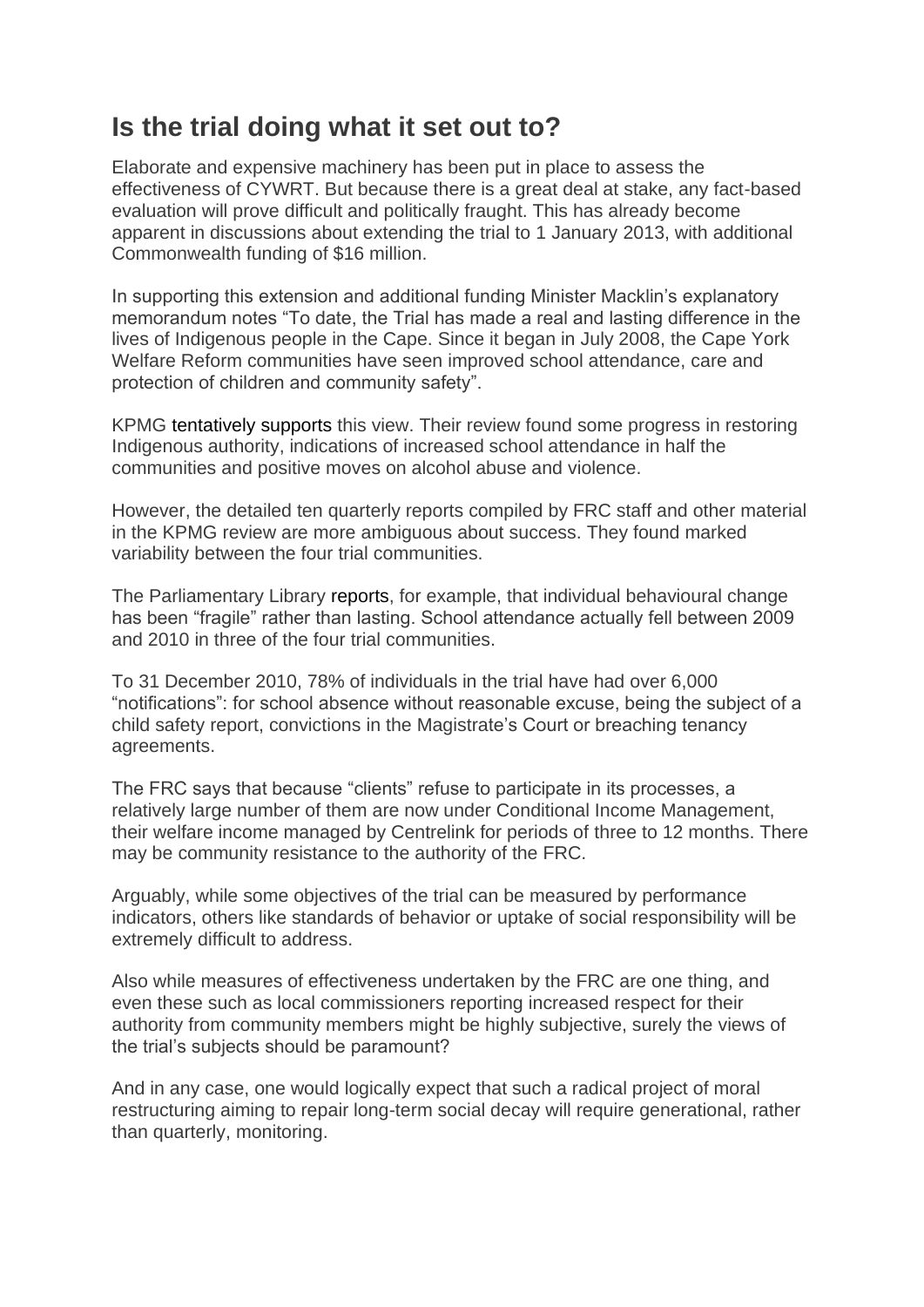## Is the trial doing what it set out to?

Elaborate and expensive machinery has been put in place to assess the effectiveness of CYWRT. But because there is a great deal at stake, any fact-based evaluation will prove difficult and politically fraught. This has already become apparent in discussions about extending the trial to 1 January 2013, with additional Commonwealth funding of $16 million.

In supporting this extension and additional funding Minister Macklin's explanatory memorandum notes "To date, the Trial has made a real and lasting difference in the lives of Indigenous people in the Cape. Since it began in July 2008, the Cape York Welfare Reform communities have seen improved school attendance, care and protection of children and community safety".

KPMG tentatively supports this view. Their review found some progress in restoring Indigenous authority, indications of increased school attendance in half the communities and positive moves on alcohol abuse and violence.

However, the detailed ten quarterly reports compiled by FRC staff and other material in the KPMG review are more ambiguous about success. They found marked variability between the four trial communities.

The Parliamentary Library reports, for example, that individual behavioural change has been "fragile" rather than lasting. School attendance actually fell between 2009 and 2010 in three of the four trial communities.

To 31 December 2010, 78% of individuals in the trial have had over 6,000 "notifications": for school absence without reasonable excuse, being the subject of a child safety report, convictions in the Magistrate's Court or breaching tenancy agreements.

The FRC says that because "clients" refuse to participate in its processes, a relatively large number of them are now under Conditional Income Management, their welfare income managed by Centrelink for periods of three to 12 months. There may be community resistance to the authority of the FRC.

Arguably, while some objectives of the trial can be measured by performance indicators, others like standards of behavior or uptake of social responsibility will be extremely difficult to address.

Also while measures of effectiveness undertaken by the FRC are one thing, and even these such as local commissioners reporting increased respect for their authority from community members might be highly subjective, surely the views of the trial's subjects should be paramount?

And in any case, one would logically expect that such a radical project of moral restructuring aiming to repair long-term social decay will require generational, rather than quarterly, monitoring.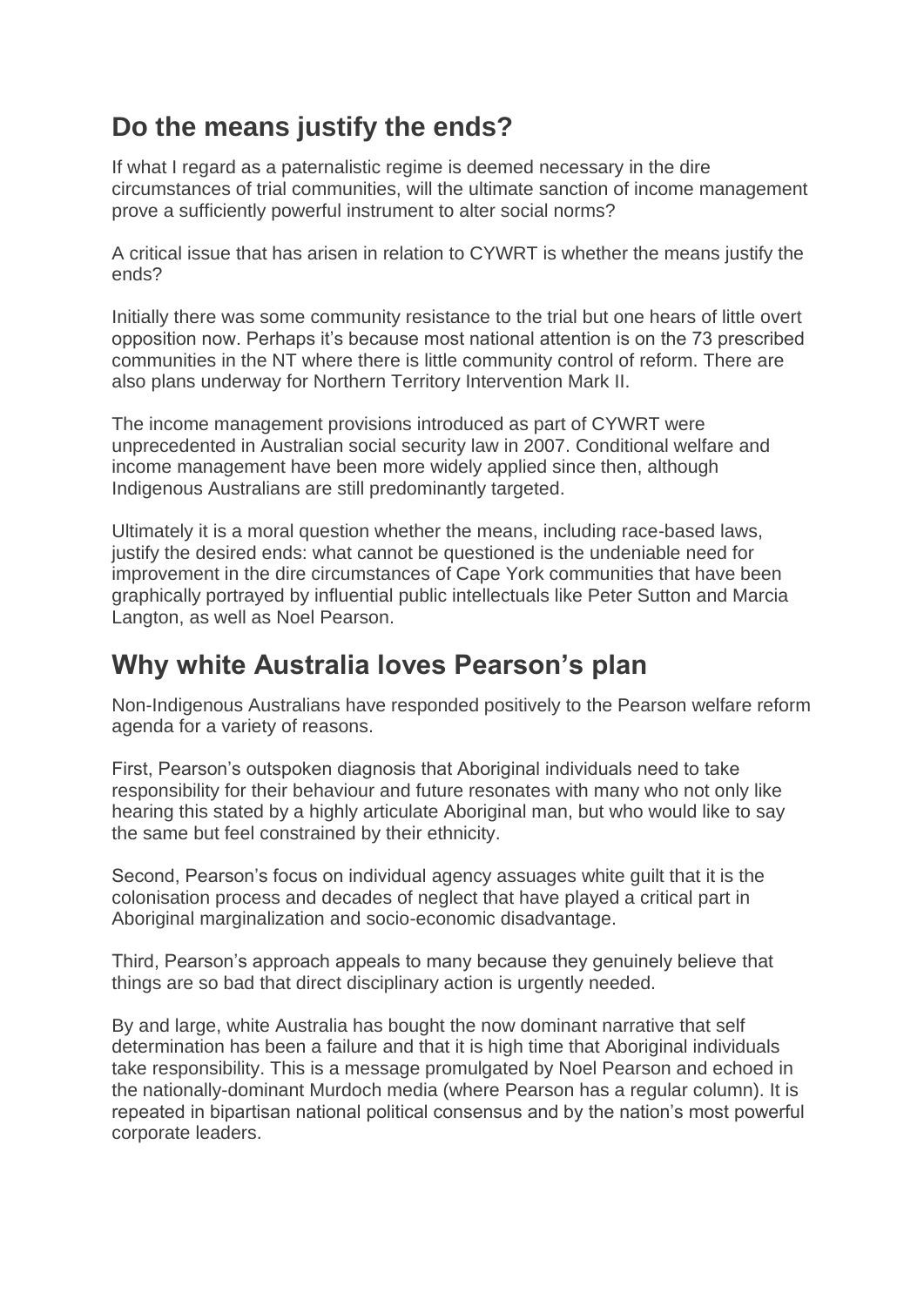## Do the means justify the ends?

If what I regard as a paternalistic regime is deemed necessary in the dire circumstances of trial communities, will the ultimate sanction of income management prove a sufficiently powerful instrument to alter social norms?

A critical issue that has arisen in relation to CYWRT is whether the means justify the ends?

Initially there was some community resistance to the trial but one hears of little overt opposition now. Perhaps it's because most national attention is on the 73 prescribed communities in the NT where there is little community control of reform. There are also plans underway for Northern Territory Intervention Mark II.

The income management provisions introduced as part of CYWRT were unprecedented in Australian social security law in 2007. Conditional welfare and income management have been more widely applied since then, although Indigenous Australians are still predominantly targeted.

Ultimately it is a moral question whether the means, including race-based laws, justify the desired ends: what cannot be questioned is the undeniable need for improvement in the dire circumstances of Cape York communities that have been graphically portrayed by influential public intellectuals like Peter Sutton and Marcia Langton, as well as Noel Pearson.

## Why white Australia loves Pearson's plan

Non-Indigenous Australians have responded positively to the Pearson welfare reform agenda for a variety of reasons.

First, Pearson's outspoken diagnosis that Aboriginal individuals need to take responsibility for their behaviour and future resonates with many who not only like hearing this stated by a highly articulate Aboriginal man, but who would like to say the same but feel constrained by their ethnicity.

Second, Pearson's focus on individual agency assuages white guilt that it is the colonisation process and decades of neglect that have played a critical part in Aboriginal marginalization and socio-economic disadvantage.

Third, Pearson's approach appeals to many because they genuinely believe that things are so bad that direct disciplinary action is urgently needed.

By and large, white Australia has bought the now dominant narrative that self determination has been a failure and that it is high time that Aboriginal individuals take responsibility. This is a message promulgated by Noel Pearson and echoed in the nationally-dominant Murdoch media (where Pearson has a regular column). It is repeated in bipartisan national political consensus and by the nation's most powerful corporate leaders.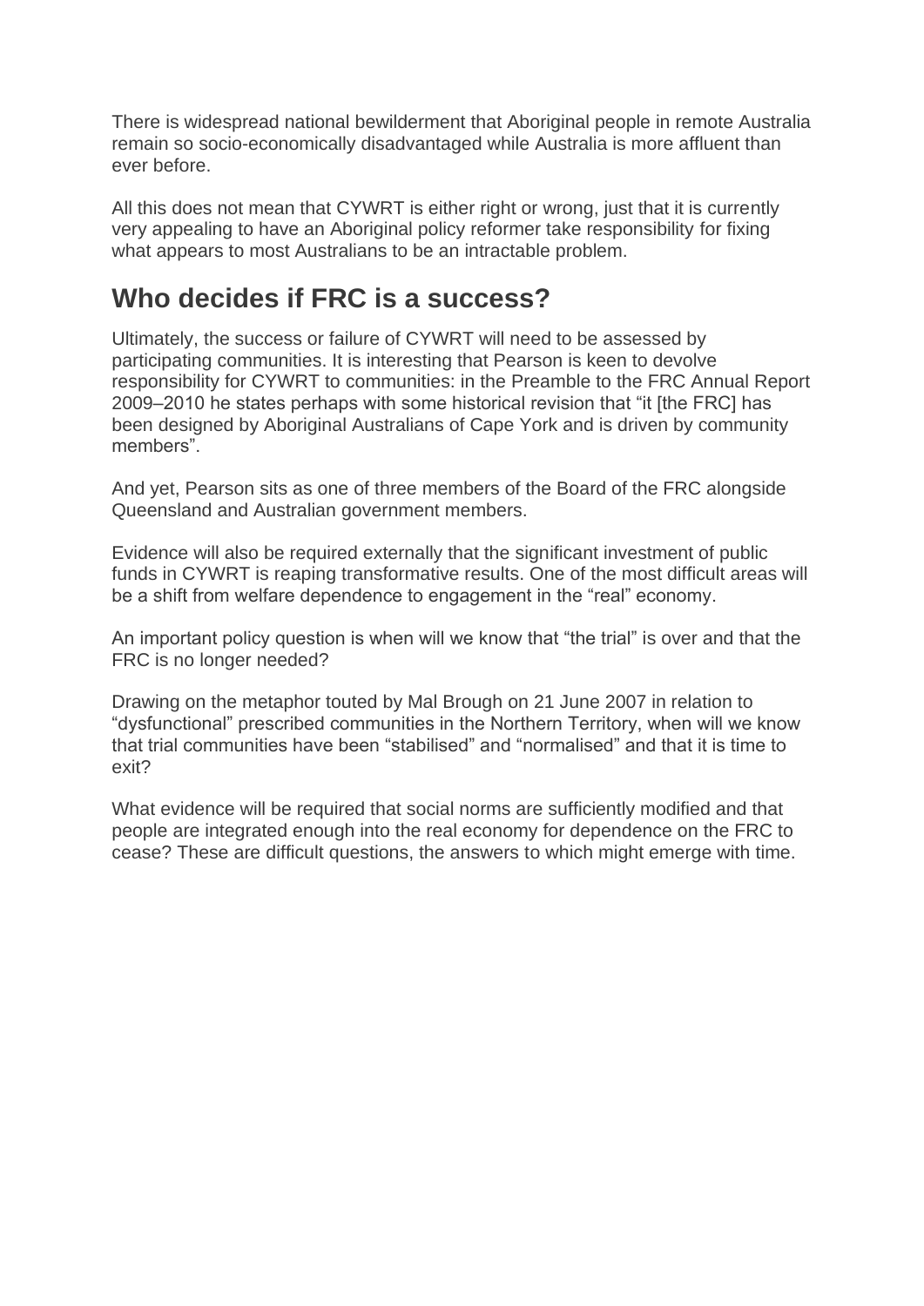There is widespread national bewilderment that Aboriginal people in remote Australia remain so socio-economically disadvantaged while Australia is more affluent than ever before.

All this does not mean that CYWRT is either right or wrong, just that it is currently very appealing to have an Aboriginal policy reformer take responsibility for fixing what appears to most Australians to be an intractable problem.

## Who decides if FRC is a success?

Ultimately, the success or failure of CYWRT will need to be assessed by participating communities. It is interesting that Pearson is keen to devolve responsibility for CYWRT to communities: in the Preamble to the FRC Annual Report 2009–2010 he states perhaps with some historical revision that "it [the FRC] has been designed by Aboriginal Australians of Cape York and is driven by community members".

And yet, Pearson sits as one of three members of the Board of the FRC alongside Queensland and Australian government members.

Evidence will also be required externally that the significant investment of public funds in CYWRT is reaping transformative results. One of the most difficult areas will be a shift from welfare dependence to engagement in the "real" economy.

An important policy question is when will we know that "the trial" is over and that the FRC is no longer needed?

Drawing on the metaphor touted by Mal Brough on 21 June 2007 in relation to "dysfunctional" prescribed communities in the Northern Territory, when will we know that trial communities have been "stabilised" and "normalised" and that it is time to exit?

What evidence will be required that social norms are sufficiently modified and that people are integrated enough into the real economy for dependence on the FRC to cease? These are difficult questions, the answers to which might emerge with time.